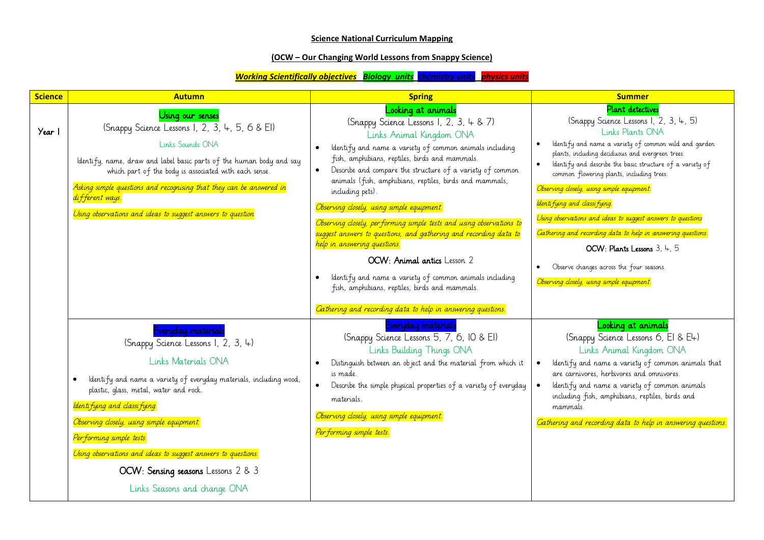**Science National Curriculum Mapping**

**(OCW – Our Changing World Lessons from Snappy Science)**

***Working Scientifically objectives*** ***Biology units*** ***chemistry units*** ***physics units***

| Science | Autumn | Spring | Summer |
|---|---|---|---|
| Year 1 | Using our senses<br>(Snappy Science Lessons 1, 2, 3, 4, 5, 6 & E1)<br>Links Sounds ONA<br>Identify, name, draw and label basic parts of the human body and say which part of the body is associated with each sense.<br>*Asking simple questions and recognising that they can be answered in different ways.*<br>*Using observations and ideas to suggest answers to question* | Looking at animals<br>(Snappy Science Lessons 1, 2, 3, 4 & 7)<br>Links Animal Kingdom ONA<br>• Identify and name a variety of common animals including fish, amphibians, reptiles, birds and mammals.<br>• Describe and compare the structure of a variety of common animals (fish, amphibians, reptiles, birds and mammals, including pets).<br>*Observing closely, using simple equipment.*<br>*Observing closely, performing simple tests and using observations to suggest answers to questions, and gathering and recording data to help in answering questions.*<br>OCW: **Animal antics** Lesson 2<br>• Identify and name a variety of common animals including fish, amphibians, reptiles, birds and mammals.<br>*Gathering and recording data to help in answering questions.* | Plant detectives<br>(Snappy Science Lessons 1, 2, 3, 4, 5)<br>Links Plants ONA<br>• Identify and name a variety of common wild and garden plants, including deciduous and evergreen trees.<br>• Identify and describe the basic structure of a variety of common flowering plants, including trees.<br>*Observing closely, using simple equipment.*<br>*Identifying and classifying.*<br>*Using observations and ideas to suggest answers to questions*<br>*Gathering and recording data to help in answering questions.*<br>OCW: **Plants Lessons** 3, 4, 5<br>• Observe changes across the four seasons.<br>*Observing closely, using simple equipment.* |
| | Everyday materials<br>(Snappy Science Lessons 1, 2, 3, 4)<br>Links Materials ONA<br>• Identify and name a variety of everyday materials, including wood, plastic, glass, metal, water and rock.<br>*Identifying and classifying.*<br>*Observing closely, using simple equipment.*<br>*Performing simple tests.*<br>*Using observations and ideas to suggest answers to questions.*<br>OCW: **Sensing seasons** Lessons 2 & 3<br>Links Seasons and change ONA | Everyday materials<br>(Snappy Science Lessons 5, 7, 6, 10 & E1)<br>Links Building Things ONA<br>• Distinguish between an object and the material from which it is made.<br>• Describe the simple physical properties of a variety of everyday materials.<br>*Observing closely, using simple equipment.*<br>*Performing simple tests.* | Looking at animals<br>(Snappy Science Lessons 6, E1 & E4)<br>Links Animal Kingdom ONA<br>• Identify and name a variety of common animals that are carnivores, herbivores and omnivores.<br>• Identify and name a variety of common animals including fish, amphibians, reptiles, birds and mammals.<br>*Gathering and recording data to help in answering questions.* |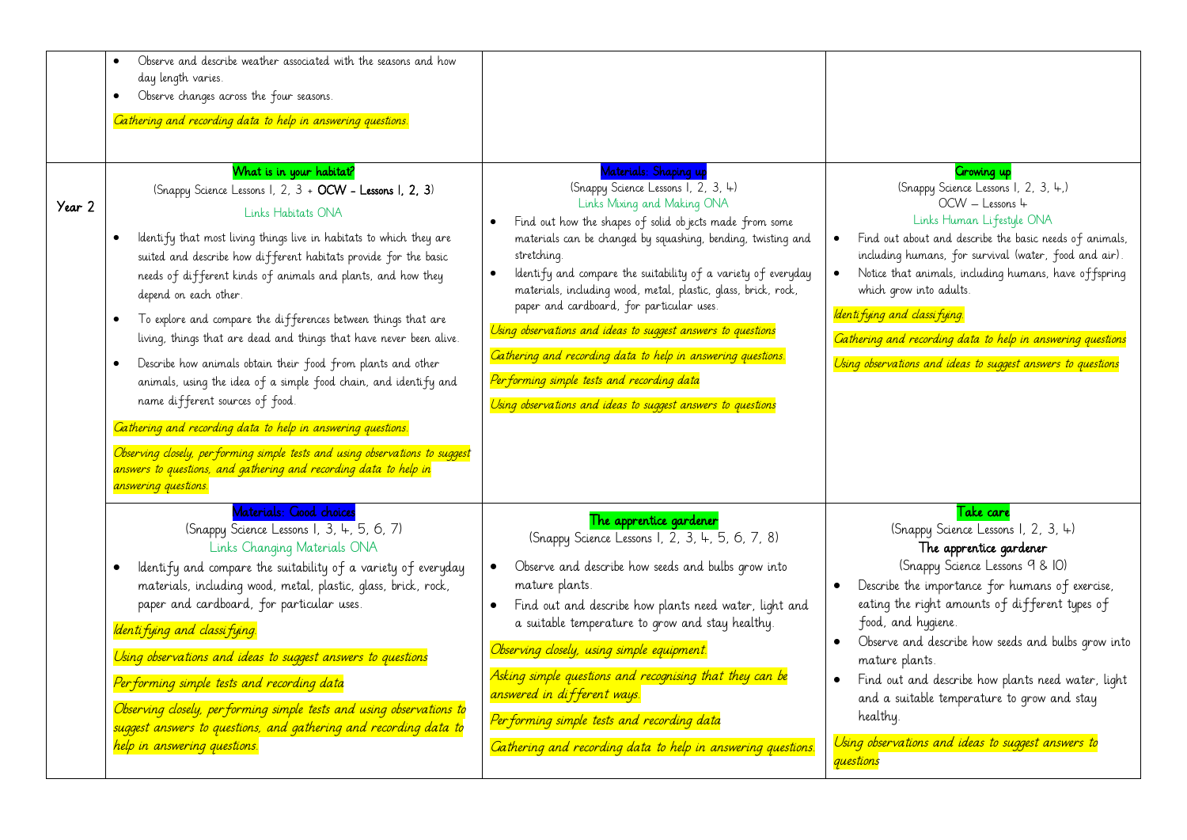| | | | |
|---|---|---|---|
| | • Observe and describe weather associated with the seasons and how day length varies.<br>• Observe changes across the four seasons.<br><br>*Gathering and recording data to help in answering questions.* | | |
| Year 2 | **What is in your habitat?**<br>(Snappy Science Lessons 1, 2, 3 + **OCW – Lessons 1, 2, 3**)<br>Links Habitats ONA<br><br>• Identify that most living things live in habitats to which they are suited and describe how different habitats provide for the basic needs of different kinds of animals and plants, and how they depend on each other.<br>• To explore and compare the differences between things that are living, things that are dead and things that have never been alive.<br>• Describe how animals obtain their food from plants and other animals, using the idea of a simple food chain, and identify and name different sources of food.<br><br>*Gathering and recording data to help in answering questions.*<br><br>*Observing closely, performing simple tests and using observations to suggest answers to questions, and gathering and recording data to help in answering questions.* | **Materials: Shaping up**<br>(Snappy Science Lessons 1, 2, 3, 4)<br>Links Mixing and Making ONA<br><br>• Find out how the shapes of solid objects made from some materials can be changed by squashing, bending, twisting and stretching.<br>• Identify and compare the suitability of a variety of everyday materials, including wood, metal, plastic, glass, brick, rock, paper and cardboard, for particular uses.<br><br>*Using observations and ideas to suggest answers to questions*<br><br>*Gathering and recording data to help in answering questions.*<br><br>*Performing simple tests and recording data*<br><br>*Using observations and ideas to suggest answers to questions* | **Growing up**<br>(Snappy Science Lessons 1, 2, 3, 4,)<br>OCW – Lessons 4<br>Links Human Lifestyle ONA<br><br>• Find out about and describe the basic needs of animals, including humans, for survival (water, food and air).<br>• Notice that animals, including humans, have offspring which grow into adults.<br><br>*Identifying and classifying.*<br><br>*Gathering and recording data to help in answering questions*<br><br>*Using observations and ideas to suggest answers to questions* |
| | **Materials: Good choices**<br>(Snappy Science Lessons 1, 3, 4, 5, 6, 7)<br>Links Changing Materials ONA<br><br>• Identify and compare the suitability of a variety of everyday materials, including wood, metal, plastic, glass, brick, rock, paper and cardboard, for particular uses.<br><br>*Identifying and classifying.*<br><br>*Using observations and ideas to suggest answers to questions*<br><br>*Performing simple tests and recording data*<br><br>*Observing closely, performing simple tests and using observations to suggest answers to questions, and gathering and recording data to help in answering questions.* | **The apprentice gardener**<br>(Snappy Science Lessons 1, 2, 3, 4, 5, 6, 7, 8)<br><br>• Observe and describe how seeds and bulbs grow into mature plants.<br>• Find out and describe how plants need water, light and a suitable temperature to grow and stay healthy.<br><br>*Observing closely, using simple equipment.*<br><br>*Asking simple questions and recognising that they can be answered in different ways.*<br><br>*Performing simple tests and recording data*<br><br>*Gathering and recording data to help in answering questions.* | **Take care**<br>(Snappy Science Lessons 1, 2, 3, 4)<br>**The apprentice gardener**<br>(Snappy Science Lessons 9 & 10)<br><br>• Describe the importance for humans of exercise, eating the right amounts of different types of food, and hygiene.<br>• Observe and describe how seeds and bulbs grow into mature plants.<br>• Find out and describe how plants need water, light and a suitable temperature to grow and stay healthy.<br><br>*Using observations and ideas to suggest answers to questions* |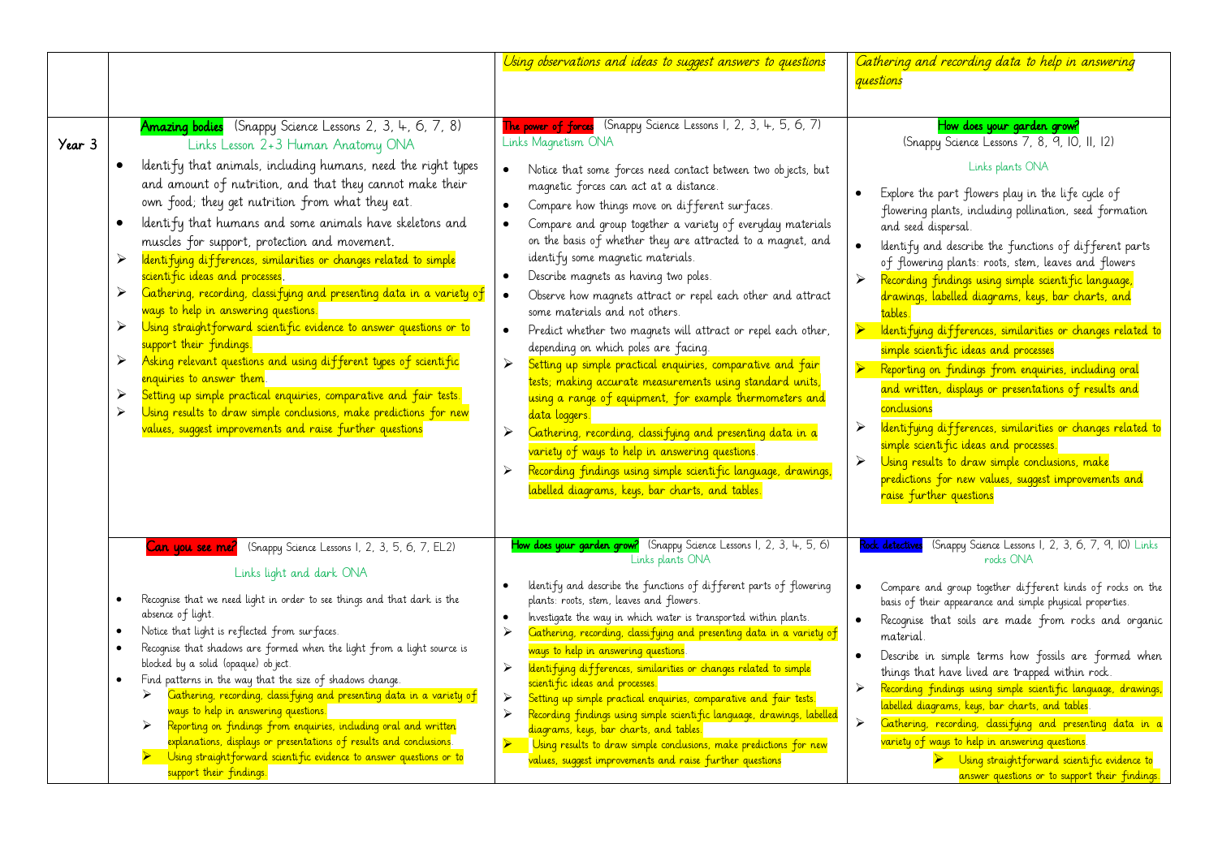| | | Using observations and ideas to suggest answers to questions | Gathering and recording data to help in answering questions |
|---|---|---|---|
| Year 3 | **Amazing bodies** (Snappy Science Lessons 2, 3, 4, 6, 7, 8)<br>Links Lesson 2+3 Human Anatomy ONA<br>• Identify that animals, including humans, need the right types and amount of nutrition, and that they cannot make their own food; they get nutrition from what they eat.<br>• Identify that humans and some animals have skeletons and muscles for support, protection and movement.<br>➢ Identifying differences, similarities or changes related to simple scientific ideas and processes.<br>➢ Gathering, recording, classifying and presenting data in a variety of ways to help in answering questions.<br>➢ Using straightforward scientific evidence to answer questions or to support their findings.<br>➢ Asking relevant questions and using different types of scientific enquiries to answer them.<br>➢ Setting up simple practical enquiries, comparative and fair tests.<br>➢ Using results to draw simple conclusions, make predictions for new values, suggest improvements and raise further questions | **The power of forces** (Snappy Science Lessons 1, 2, 3, 4, 5, 6, 7)<br>Links Magnetism ONA<br>• Notice that some forces need contact between two objects, but magnetic forces can act at a distance.<br>• Compare how things move on different surfaces.<br>• Compare and group together a variety of everyday materials on the basis of whether they are attracted to a magnet, and identify some magnetic materials.<br>• Describe magnets as having two poles.<br>• Observe how magnets attract or repel each other and attract some materials and not others.<br>• Predict whether two magnets will attract or repel each other, depending on which poles are facing.<br>➢ Setting up simple practical enquiries, comparative and fair tests; making accurate measurements using standard units, using a range of equipment, for example thermometers and data loggers.<br>➢ Gathering, recording, classifying and presenting data in a variety of ways to help in answering questions.<br>➢ Recording findings using simple scientific language, drawings, labelled diagrams, keys, bar charts, and tables. | **How does your garden grow?**<br>(Snappy Science Lessons 7, 8, 9, 10, 11, 12)<br>Links plants ONA<br>• Explore the part flowers play in the life cycle of flowering plants, including pollination, seed formation and seed dispersal.<br>• Identify and describe the functions of different parts of flowering plants: roots, stem, leaves and flowers<br>➢ Recording findings using simple scientific language, drawings, labelled diagrams, keys, bar charts, and tables.<br>➢ Identifying differences, similarities or changes related to simple scientific ideas and processes<br>➢ Reporting on findings from enquiries, including oral and written, displays or presentations of results and conclusions<br>➢ Identifying differences, similarities or changes related to simple scientific ideas and processes.<br>➢ Using results to draw simple conclusions, make predictions for new values, suggest improvements and raise further questions |
| | **Can you see me?** (Snappy Science Lessons 1, 2, 3, 5, 6, 7, EL2)<br>Links light and dark ONA<br>• Recognise that we need light in order to see things and that dark is the absence of light.<br>• Notice that light is reflected from surfaces.<br>• Recognise that shadows are formed when the light from a light source is blocked by a solid (opaque) object.<br>• Find patterns in the way that the size of shadows change.<br>➢ Gathering, recording, classifying and presenting data in a variety of ways to help in answering questions.<br>➢ Reporting on findings from enquiries, including oral and written explanations, displays or presentations of results and conclusions.<br>➢ Using straightforward scientific evidence to answer questions or to support their findings. | **How does your garden grow?** (Snappy Science Lessons 1, 2, 3, 4, 5, 6)<br>Links plants ONA<br>• Identify and describe the functions of different parts of flowering plants: roots, stem, leaves and flowers.<br>• Investigate the way in which water is transported within plants.<br>➢ Gathering, recording, classifying and presenting data in a variety of ways to help in answering questions.<br>➢ Identifying differences, similarities or changes related to simple scientific ideas and processes.<br>➢ Setting up simple practical enquiries, comparative and fair tests.<br>➢ Recording findings using simple scientific language, drawings, labelled diagrams, keys, bar charts, and tables.<br>➢ Using results to draw simple conclusions, make predictions for new values, suggest improvements and raise further questions | **Rock detective** (Snappy Science Lessons 1, 2, 3, 6, 7, 9, 10) Links rocks ONA<br>• Compare and group together different kinds of rocks on the basis of their appearance and simple physical properties.<br>• Recognise that soils are made from rocks and organic material.<br>• Describe in simple terms how fossils are formed when things that have lived are trapped within rock.<br>➢ Recording findings using simple scientific language, drawings, labelled diagrams, keys, bar charts, and tables<br>➢ Gathering, recording, classifying and presenting data in a variety of ways to help in answering questions.<br>➢ Using straightforward scientific evidence to answer questions or to support their findings. |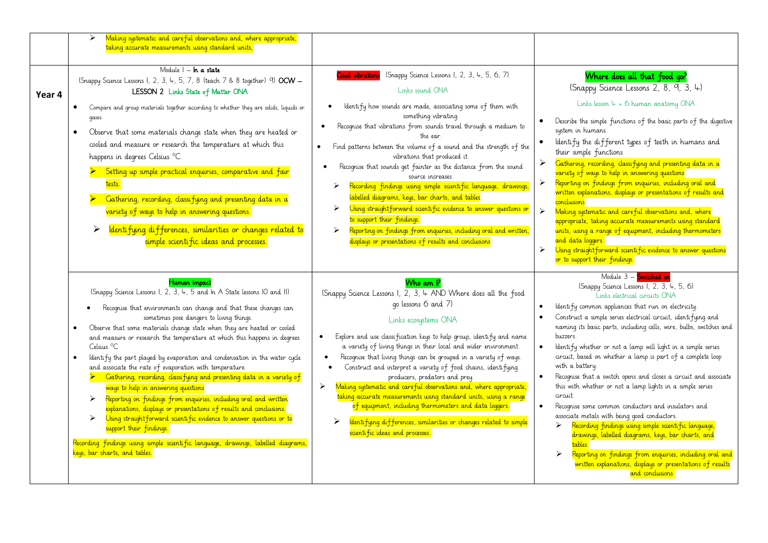| | | | |
|---|---|---|---|
| | ➢ Making systematic and careful observations and, where appropriate, taking accurate measurements using standard units. | | |
| **Year 4** | Module 1 – **In a state**<br>(Snappy Science Lessons 1, 2, 3, 4, 5, 7, 8 (teach 7 & 8 together) 9) **OCW – LESSON 2** Links State of Matter ONA<br>• Compare and group materials together according to whether they are solids, liquids or gases.<br>• Observe that some materials change state when they are heated or cooled and measure or research the temperature at which this happens in degrees Celsius °C.<br>➢ Setting up simple practical enquiries, comparative and fair tests.<br>➢ Gathering, recording, classifying and presenting data in a variety of ways to help in answering questions.<br>➢ Identifying differences, similarities or changes related to simple scientific ideas and processes. | **Good vibrations** (Snappy Science Lessons 1, 2, 3, 4, 5, 6, 7)<br>Links sound ONA<br>• Identify how sounds are made, associating some of them with something vibrating.<br>• Recognise that vibrations from sounds travel through a medium to the ear.<br>• Find patterns between the volume of a sound and the strength of the vibrations that produced it.<br>• Recognise that sounds get fainter as the distance from the sound source increases.<br>➢ Recording findings using simple scientific language, drawings, labelled diagrams, keys, bar charts, and tables.<br>➢ Using straightforward scientific evidence to answer questions or to support their findings.<br>➢ Reporting on findings from enquiries, including oral and written, displays or presentations of results and conclusions | **Where does all that food go?**<br>(Snappy Science Lessons 2, 8, 9, 3, 4)<br>Links lesson 4 + 6 human anatomy ONA<br>• Describe the simple functions of the basic parts of the digestive system in humans.<br>• Identify the different types of teeth in humans and their simple functions.<br>➢ Gathering, recording, classifying and presenting data in a variety of ways to help in answering questions<br>➢ Reporting on findings from enquiries, including oral and written explanations, displays or presentations of results and conclusions.<br>➢ Making systematic and careful observations and, where appropriate, taking accurate measurements using standard units, using a range of equipment, including thermometers and data loggers.<br>➢ Using straightforward scientific evidence to answer questions or to support their findings. |
| | **Human impact**<br>(Snappy Science Lessons 1, 2, 3, 4, 5 and In A State lessons 10 and 11)<br>• Recognise that environments can change and that these changes can sometimes pose dangers to living things.<br>• Observe that some materials change state when they are heated or cooled and measure or research the temperature at which this happens in degrees Celsius °C<br>• Identify the part played by evaporation and condensation in the water cycle and associate the rate of evaporation with temperature.<br>➢ Gathering, recording, classifying and presenting data in a variety of ways to help in answering questions<br>➢ Reporting on findings from enquiries, including oral and written explanations, displays or presentations of results and conclusions.<br>➢ Using straightforward scientific evidence to answer questions or to support their findings.<br>Recording findings using simple scientific language, drawings, labelled diagrams, keys, bar charts, and tables. | **Who am I?**<br>(Snappy Science Lessons 1, 2, 3, 4 AND Where does all the food go lessons 6 and 7)<br>Links ecosystems ONA<br>• Explore and use classification keys to help group, identify and name a variety of living things in their local and wider environment.<br>• Recognise that living things can be grouped in a variety of ways.<br>• Construct and interpret a variety of food chains, identifying producers, predators and prey.<br>➢ Making systematic and careful observations and, where appropriate, taking accurate measurements using standard units, using a range of equipment, including thermometers and data loggers.<br>➢ Identifying differences, similarities or changes related to simple scientific ideas and processes. | Module 3 – **Switched on**<br>(Snappy Science Lessons 1, 2, 3, 4, 5, 6)<br>Links electrical circuits ONA<br>• Identify common appliances that run on electricity.<br>• Construct a simple series electrical circuit, identifying and naming its basic parts, including cells, wire, bulbs, switches and buzzers.<br>• Identify whether or not a lamp will light in a simple series circuit, based on whether a lamp is part of a complete loop with a battery.<br>• Recognise that a switch opens and closes a circuit and associate this with whether or not a lamp lights in a simple series circuit.<br>• Recognise some common conductors and insulators and associate metals with being good conductors.<br>➢ Recording findings using simple scientific language, drawings, labelled diagrams, keys, bar charts, and tables.<br>➢ Reporting on findings from enquiries, including oral and written explanations, displays or presentations of results and conclusions. |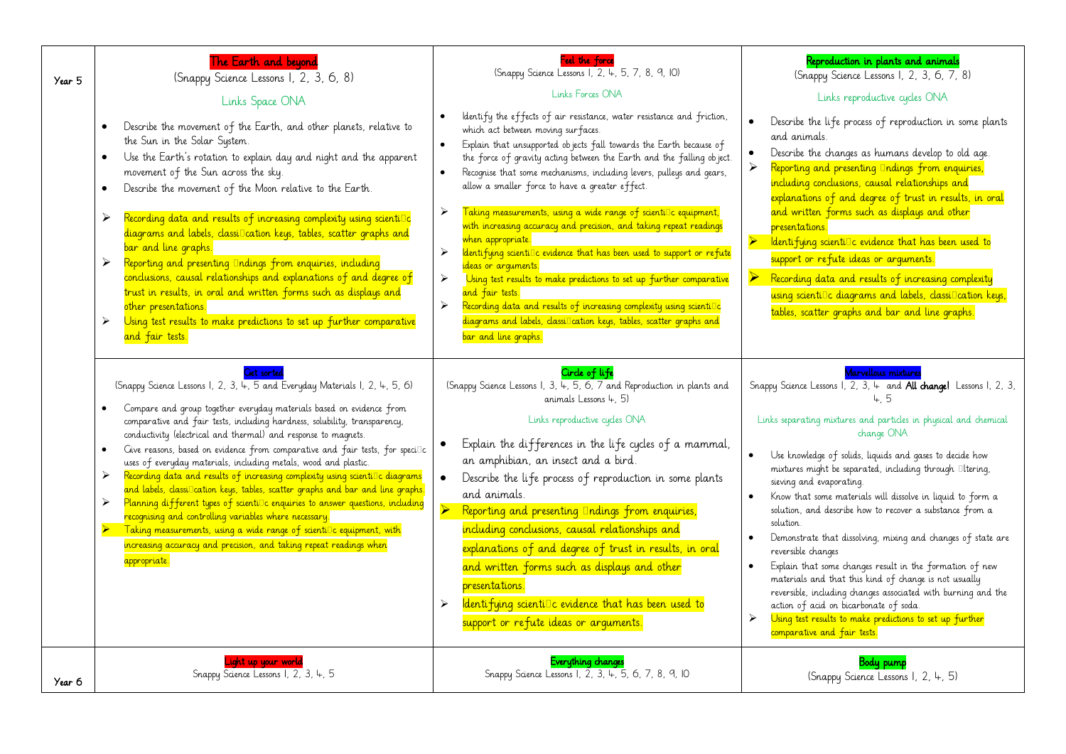| | | | |
|---|---|---|---|
| Year 5 | **The Earth and beyond**<br>(Snappy Science Lessons 1, 2, 3, 6, 8)<br>Links Space ONA<br>• Describe the movement of the Earth, and other planets, relative to the Sun in the Solar System.<br>• Use the Earth's rotation to explain day and night and the apparent movement of the Sun across the sky.<br>• Describe the movement of the Moon relative to the Earth.<br>➢ Recording data and results of increasing complexity using scientific diagrams and labels, classification keys, tables, scatter graphs and bar and line graphs.<br>➢ Reporting and presenting findings from enquiries, including conclusions, causal relationships and explanations of and degree of trust in results, in oral and written forms such as displays and other presentations.<br>➢ Using test results to make predictions to set up further comparative and fair tests. | **Feel the force**<br>(Snappy Science Lessons 1, 2, 4, 5, 7, 8, 9, 10)<br>Links Forces ONA<br>• Identify the effects of air resistance, water resistance and friction, which act between moving surfaces.<br>• Explain that unsupported objects fall towards the Earth because of the force of gravity acting between the Earth and the falling object.<br>• Recognise that some mechanisms, including levers, pulleys and gears, allow a smaller force to have a greater effect.<br>➢ Taking measurements, using a wide range of scientific equipment, with increasing accuracy and precision, and taking repeat readings when appropriate.<br>➢ Identifying scientific evidence that has been used to support or refute ideas or arguments.<br>➢ Using test results to make predictions to set up further comparative and fair tests.<br>➢ Recording data and results of increasing complexity using scientific diagrams and labels, classification keys, tables, scatter graphs and bar and line graphs. | **Reproduction in plants and animals**<br>(Snappy Science Lessons 1, 2, 3, 6, 7, 8)<br>Links reproductive cycles ONA<br>• Describe the life process of reproduction in some plants and animals.<br>• Describe the changes as humans develop to old age.<br>➢ Reporting and presenting findings from enquiries, including conclusions, causal relationships and explanations of and degree of trust in results, in oral and written forms such as displays and other presentations.<br>➢ Identifying scientific evidence that has been used to support or refute ideas or arguments.<br>➢ Recording data and results of increasing complexity using scientific diagrams and labels, classification keys, tables, scatter graphs and bar and line graphs. |
| | **Get sorted**<br>(Snappy Science Lessons 1, 2, 3, 4, 5 and Everyday Materials 1, 2, 4, 5, 6)<br>• Compare and group together everyday materials based on evidence from comparative and fair tests, including hardness, solubility, transparency, conductivity (electrical and thermal) and response to magnets.<br>• Give reasons, based on evidence from comparative and fair tests, for specific uses of everyday materials, including metals, wood and plastic.<br>➢ Recording data and results of increasing complexity using scientific diagrams and labels, classification keys, tables, scatter graphs and bar and line graphs.<br>➢ Planning different types of scientific enquiries to answer questions, including recognising and controlling variables where necessary.<br>➢ Taking measurements, using a wide range of scientific equipment, with increasing accuracy and precision, and taking repeat readings when appropriate. | **Circle of life**<br>(Snappy Science Lessons 1, 3, 4, 5, 6, 7 and Reproduction in plants and animals Lessons 4, 5)<br>Links reproductive cycles ONA<br>• Explain the differences in the life cycles of a mammal, an amphibian, an insect and a bird.<br>• Describe the life process of reproduction in some plants and animals.<br>➢ Reporting and presenting findings from enquiries, including conclusions, causal relationships and explanations of and degree of trust in results, in oral and written forms such as displays and other presentations.<br>➢ Identifying scientific evidence that has been used to support or refute ideas or arguments. | **Marvellous mixtures**<br>Snappy Science Lessons 1, 2, 3, 4 and **All change!** Lessons 1, 2, 3, 4, 5<br>Links separating mixtures and particles in physical and chemical change ONA<br>• Use knowledge of solids, liquids and gases to decide how mixtures might be separated, including through filtering, sieving and evaporating.<br>• Know that some materials will dissolve in liquid to form a solution, and describe how to recover a substance from a solution.<br>• Demonstrate that dissolving, mixing and changes of state are reversible changes<br>• Explain that some changes result in the formation of new materials and that this kind of change is not usually reversible, including changes associated with burning and the action of acid on bicarbonate of soda.<br>➢ Using test results to make predictions to set up further comparative and fair tests. |
| Year 6 | **Light up your world**<br>Snappy Science Lessons 1, 2, 3, 4, 5 | **Everything changes**<br>Snappy Science Lessons 1, 2, 3, 4, 5, 6, 7, 8, 9, 10 | **Body pump**<br>(Snappy Science Lessons 1, 2, 4, 5) |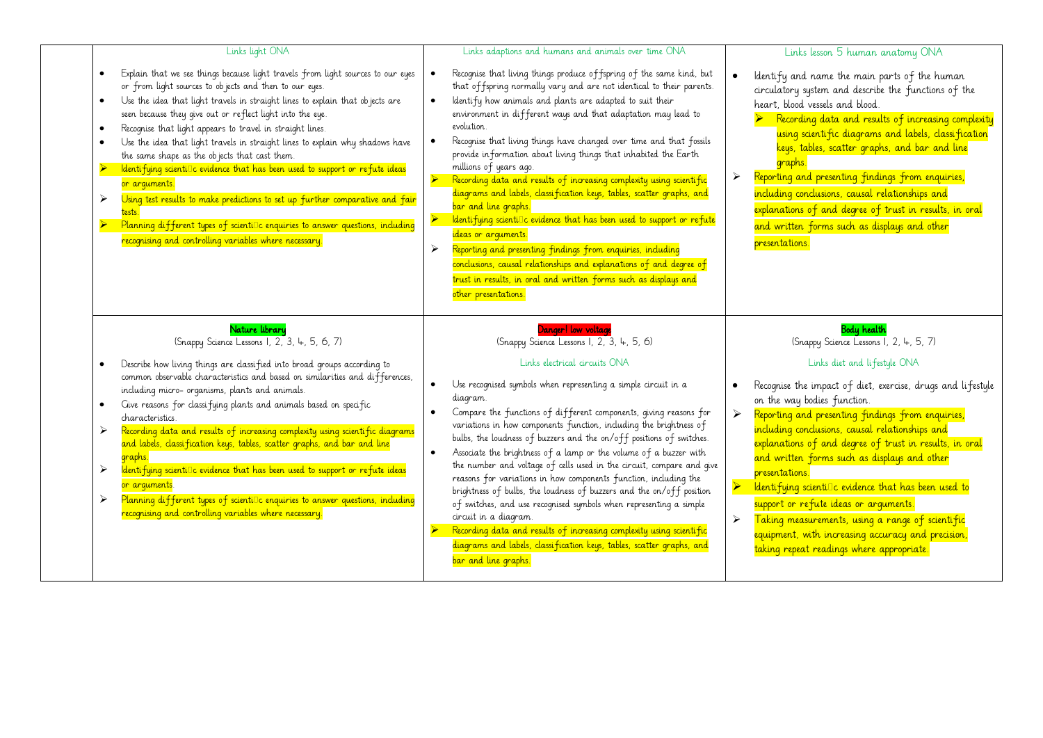| | | | |
|---|---|---|---|
| | Links light ONA<br><br>• Explain that we see things because light travels from light sources to our eyes or from light sources to objects and then to our eyes.<br>• Use the idea that light travels in straight lines to explain that objects are seen because they give out or reflect light into the eye.<br>• Recognise that light appears to travel in straight lines.<br>• Use the idea that light travels in straight lines to explain why shadows have the same shape as the objects that cast them.<br>➢ Identifying scienti c evidence that has been used to support or refute ideas or arguments.<br>➢ Using test results to make predictions to set up further comparative and fair tests.<br>➢ Planning different types of scienti c enquiries to answer questions, including recognising and controlling variables where necessary. | Links adaptions and humans and animals over time ONA<br><br>• Recognise that living things produce offspring of the same kind, but that offspring normally vary and are not identical to their parents.<br>• Identify how animals and plants are adapted to suit their environment in different ways and that adaptation may lead to evolution.<br>• Recognise that living things have changed over time and that fossils provide information about living things that inhabited the Earth millions of years ago.<br>➢ Recording data and results of increasing complexity using scientific diagrams and labels, classification keys, tables, scatter graphs, and bar and line graphs.<br>➢ Identifying scienti c evidence that has been used to support or refute ideas or arguments.<br>➢ Reporting and presenting findings from enquiries, including conclusions, causal relationships and explanations of and degree of trust in results, in oral and written forms such as displays and other presentations. | Links lesson 5 human anatomy ONA<br><br>• Identify and name the main parts of the human circulatory system and describe the functions of the heart, blood vessels and blood.<br>➢ Recording data and results of increasing complexity using scientific diagrams and labels, classification keys, tables, scatter graphs, and bar and line graphs.<br>➢ Reporting and presenting findings from enquiries, including conclusions, causal relationships and explanations of and degree of trust in results, in oral and written forms such as displays and other presentations. |
| | **Nature library**<br>(Snappy Science Lessons 1, 2, 3, 4, 5, 6, 7)<br><br>• Describe how living things are classified into broad groups according to common observable characteristics and based on similarities and differences, including micro- organisms, plants and animals.<br>• Give reasons for classifying plants and animals based on specific characteristics.<br>➢ Recording data and results of increasing complexity using scientific diagrams and labels, classification keys, tables, scatter graphs, and bar and line graphs.<br>➢ Identifying scienti c evidence that has been used to support or refute ideas or arguments.<br>➢ Planning different types of scienti c enquiries to answer questions, including recognising and controlling variables where necessary. | **Danger! low voltage**<br>(Snappy Science Lessons 1, 2, 3, 4, 5, 6)<br><br>Links electrical circuits ONA<br><br>• Use recognised symbols when representing a simple circuit in a diagram.<br>• Compare the functions of different components, giving reasons for variations in how components function, including the brightness of bulbs, the loudness of buzzers and the on/off positions of switches.<br>• Associate the brightness of a lamp or the volume of a buzzer with the number and voltage of cells used in the circuit, compare and give reasons for variations in how components function, including the brightness of bulbs, the loudness of buzzers and the on/off position of switches, and use recognised symbols when representing a simple circuit in a diagram.<br>➢ Recording data and results of increasing complexity using scientific diagrams and labels, classification keys, tables, scatter graphs, and bar and line graphs. | **Body health**<br>(Snappy Science Lessons 1, 2, 4, 5, 7)<br><br>Links diet and lifestyle ONA<br><br>• Recognise the impact of diet, exercise, drugs and lifestyle on the way bodies function.<br>➢ Reporting and presenting findings from enquiries, including conclusions, causal relationships and explanations of and degree of trust in results, in oral and written forms such as displays and other presentations.<br>➢ Identifying scienti c evidence that has been used to support or refute ideas or arguments.<br>➢ Taking measurements, using a range of scientific equipment, with increasing accuracy and precision, taking repeat readings where appropriate. |